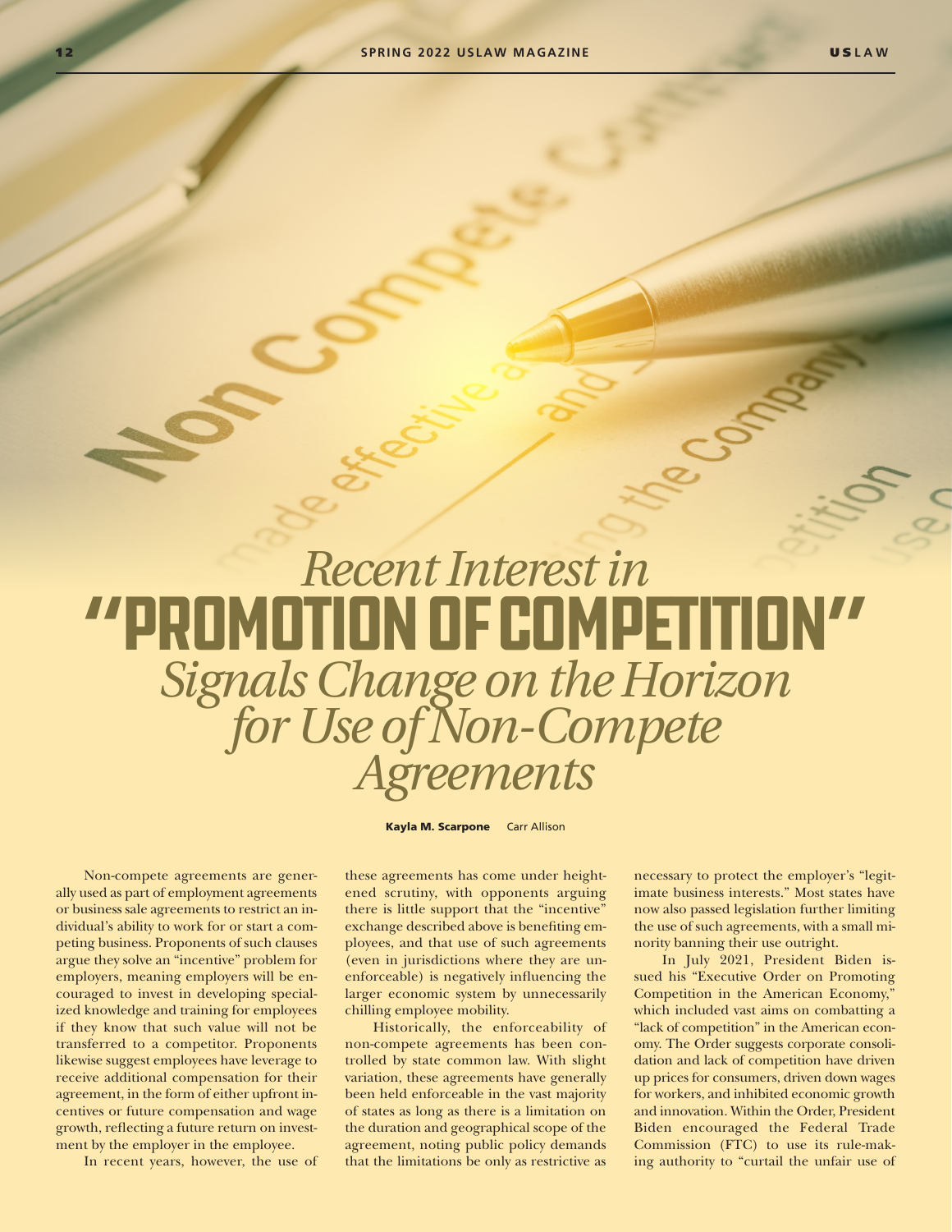# *Recent Interest in* "PROMOTION OF COMPETITION" *Signals Change on the Horizon for Use of Non-Compete Agreements*

**Kayla M. Scarpone** Carr Allison

Non-compete agreements are generally used as part of employment agreements or business sale agreements to restrict an individual's ability to work for or start a competing business. Proponents of such clauses argue they solve an "incentive" problem for employers, meaning employers will be encouraged to invest in developing specialized knowledge and training for employees if they know that such value will not be transferred to a competitor. Proponents likewise suggest employees have leverage to receive additional compensation for their agreement, in the form of either upfront incentives or future compensation and wage growth, reflecting a future return on investment by the employer in the employee.

In recent years, however, the use of these agreements has come under heightened scrutiny, with opponents arguing there is little support that the "incentive" exchange described above is benefiting employees, and that use of such agreements (even in jurisdictions where they are unenforceable) is negatively influencing the larger economic system by unnecessarily chilling employee mobility.

Historically, the enforceability of non-compete agreements has been controlled by state common law. With slight variation, these agreements have generally been held enforceable in the vast majority of states as long as there is a limitation on the duration and geographical scope of the agreement, noting public policy demands that the limitations be only as restrictive as necessary to protect the employer's "legitimate business interests." Most states have now also passed legislation further limiting the use of such agreements, with a small minority banning their use outright.

In July 2021, President Biden issued his "Executive Order on Promoting Competition in the American Economy," which included vast aims on combatting a "lack of competition" in the American economy. The Order suggests corporate consolidation and lack of competition have driven up prices for consumers, driven down wages for workers, and inhibited economic growth and innovation. Within the Order, President Biden encouraged the Federal Trade Commission (FTC) to use its rule-making authority to "curtail the unfair use of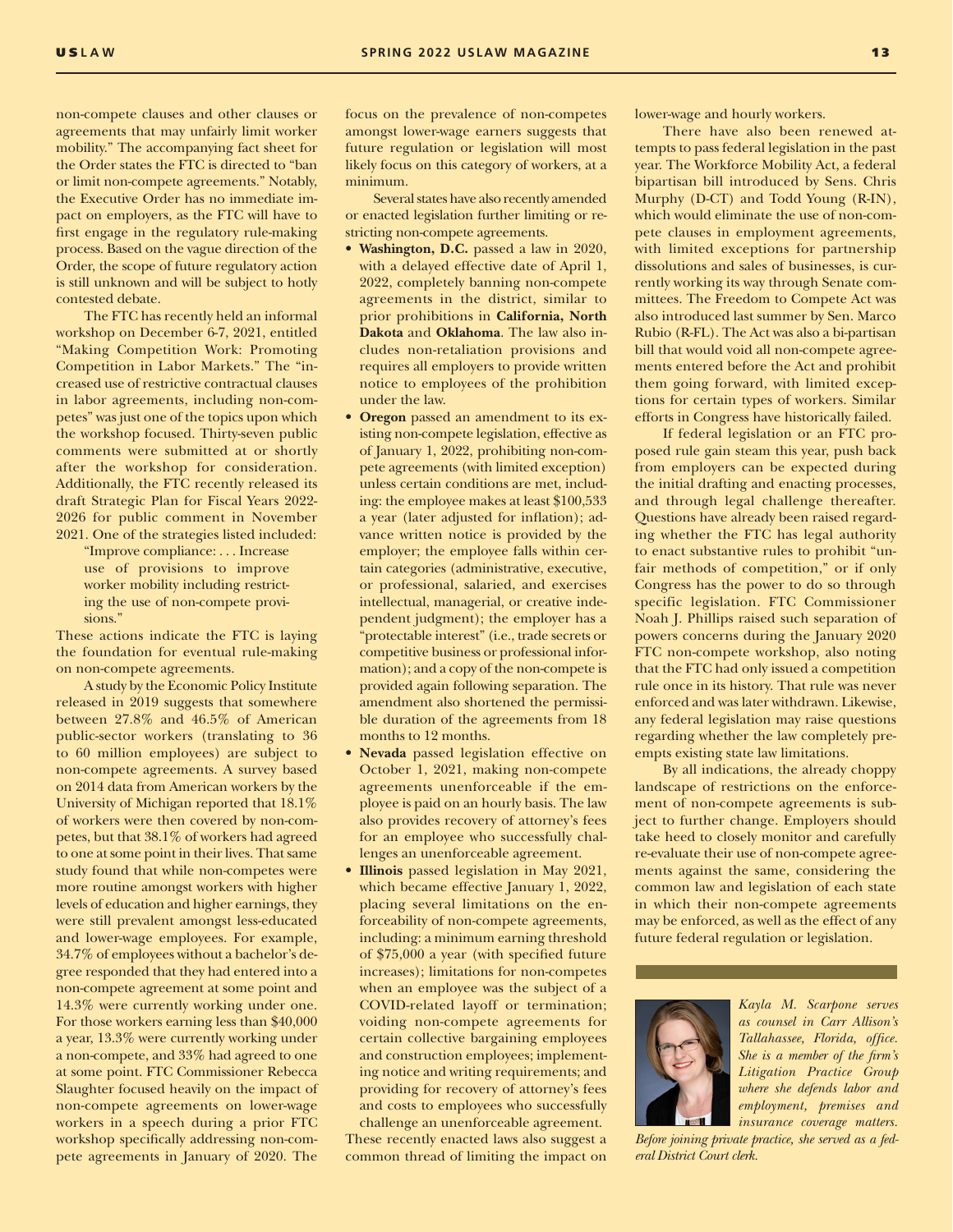non-compete clauses and other clauses or agreements that may unfairly limit worker mobility." The accompanying fact sheet for the Order states the FTC is directed to "ban or limit non-compete agreements." Notably, the Executive Order has no immediate impact on employers, as the FTC will have to first engage in the regulatory rule-making process. Based on the vague direction of the Order, the scope of future regulatory action is still unknown and will be subject to hotly contested debate.

The FTC has recently held an informal workshop on December 6-7, 2021, entitled "Making Competition Work: Promoting Competition in Labor Markets." The "increased use of restrictive contractual clauses in labor agreements, including non-competes" was just one of the topics upon which the workshop focused. Thirty-seven public comments were submitted at or shortly after the workshop for consideration. Additionally, the FTC recently released its draft Strategic Plan for Fiscal Years 2022-2026 for public comment in November 2021. One of the strategies listed included:

> "Improve compliance: . . . Increase use of provisions to improve worker mobility including restricting the use of non-compete provisions."

These actions indicate the FTC is laying the foundation for eventual rule-making on non-compete agreements.

A study by the Economic Policy Institute released in 2019 suggests that somewhere between 27.8% and 46.5% of American public-sector workers (translating to 36 to 60 million employees) are subject to non-compete agreements. A survey based on 2014 data from American workers by the University of Michigan reported that 18.1% of workers were then covered by non-competes, but that 38.1% of workers had agreed to one at some point in their lives. That same study found that while non-competes were more routine amongst workers with higher levels of education and higher earnings, they were still prevalent amongst less-educated and lower-wage employees. For example, 34.7% of employees without a bachelor's degree responded that they had entered into a non-compete agreement at some point and 14.3% were currently working under one. For those workers earning less than $40,000 a year, 13.3% were currently working under a non-compete, and 33% had agreed to one at some point. FTC Commissioner Rebecca Slaughter focused heavily on the impact of non-compete agreements on lower-wage workers in a speech during a prior FTC workshop specifically addressing non-compete agreements in January of 2020. The focus on the prevalence of non-competes amongst lower-wage earners suggests that future regulation or legislation will most likely focus on this category of workers, at a minimum.

Several states have also recently amended or enacted legislation further limiting or restricting non-compete agreements.

- **Washington, D.C.** passed a law in 2020, with a delayed effective date of April 1, 2022, completely banning non-compete agreements in the district, similar to prior prohibitions in **California, North Dakota** and **Oklahoma**. The law also includes non-retaliation provisions and requires all employers to provide written notice to employees of the prohibition under the law.
- **Oregon** passed an amendment to its existing non-compete legislation, effective as of January 1, 2022, prohibiting non-compete agreements (with limited exception) unless certain conditions are met, including: the employee makes at least $100,533 a year (later adjusted for inflation); advance written notice is provided by the employer; the employee falls within certain categories (administrative, executive, or professional, salaried, and exercises intellectual, managerial, or creative independent judgment); the employer has a "protectable interest" (i.e., trade secrets or competitive business or professional information); and a copy of the non-compete is provided again following separation. The amendment also shortened the permissible duration of the agreements from 18 months to 12 months.
- **Nevada** passed legislation effective on October 1, 2021, making non-compete agreements unenforceable if the employee is paid on an hourly basis. The law also provides recovery of attorney's fees for an employee who successfully challenges an unenforceable agreement.
- **Illinois** passed legislation in May 2021, which became effective January 1, 2022, placing several limitations on the enforceability of non-compete agreements, including: a minimum earning threshold of $75,000 a year (with specified future increases); limitations for non-competes when an employee was the subject of a COVID-related layoff or termination; voiding non-compete agreements for certain collective bargaining employees and construction employees; implementing notice and writing requirements; and providing for recovery of attorney's fees and costs to employees who successfully challenge an unenforceable agreement.

These recently enacted laws also suggest a common thread of limiting the impact on lower-wage and hourly workers.

There have also been renewed attempts to pass federal legislation in the past year. The Workforce Mobility Act, a federal bipartisan bill introduced by Sens. Chris Murphy (D-CT) and Todd Young (R-IN), which would eliminate the use of non-compete clauses in employment agreements, with limited exceptions for partnership dissolutions and sales of businesses, is currently working its way through Senate committees. The Freedom to Compete Act was also introduced last summer by Sen. Marco Rubio (R-FL). The Act was also a bi-partisan bill that would void all non-compete agreements entered before the Act and prohibit them going forward, with limited exceptions for certain types of workers. Similar efforts in Congress have historically failed.

If federal legislation or an FTC proposed rule gain steam this year, push back from employers can be expected during the initial drafting and enacting processes, and through legal challenge thereafter. Questions have already been raised regarding whether the FTC has legal authority to enact substantive rules to prohibit "unfair methods of competition," or if only Congress has the power to do so through specific legislation. FTC Commissioner Noah J. Phillips raised such separation of powers concerns during the January 2020 FTC non-compete workshop, also noting that the FTC had only issued a competition rule once in its history. That rule was never enforced and was later withdrawn. Likewise, any federal legislation may raise questions regarding whether the law completely preempts existing state law limitations.

By all indications, the already choppy landscape of restrictions on the enforcement of non-compete agreements is subject to further change. Employers should take heed to closely monitor and carefully re-evaluate their use of non-compete agreements against the same, considering the common law and legislation of each state in which their non-compete agreements may be enforced, as well as the effect of any future federal regulation or legislation.

---

*Kayla M. Scarpone serves as counsel in Carr Allison's Tallahassee, Florida, office. She is a member of the firm's Litigation Practice Group where she defends labor and employment, premises and insurance coverage matters. Before joining private practice, she served as a federal District Court clerk.*